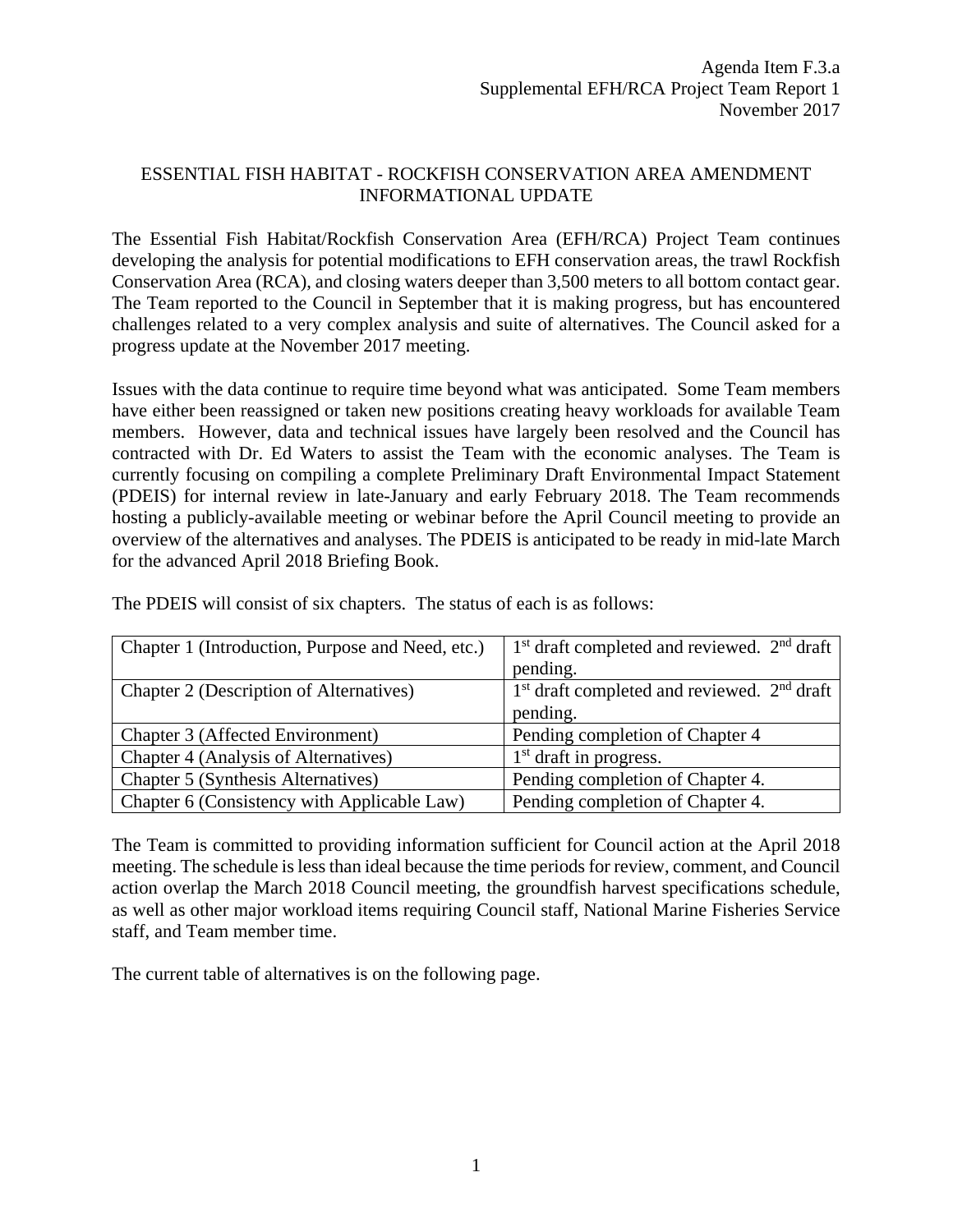Agenda Item F.3.a
Supplemental EFH/RCA Project Team Report 1
November 2017

# ESSENTIAL FISH HABITAT - ROCKFISH CONSERVATION AREA AMENDMENT INFORMATIONAL UPDATE

The Essential Fish Habitat/Rockfish Conservation Area (EFH/RCA) Project Team continues developing the analysis for potential modifications to EFH conservation areas, the trawl Rockfish Conservation Area (RCA), and closing waters deeper than 3,500 meters to all bottom contact gear. The Team reported to the Council in September that it is making progress, but has encountered challenges related to a very complex analysis and suite of alternatives. The Council asked for a progress update at the November 2017 meeting.

Issues with the data continue to require time beyond what was anticipated. Some Team members have either been reassigned or taken new positions creating heavy workloads for available Team members. However, data and technical issues have largely been resolved and the Council has contracted with Dr. Ed Waters to assist the Team with the economic analyses. The Team is currently focusing on compiling a complete Preliminary Draft Environmental Impact Statement (PDEIS) for internal review in late-January and early February 2018. The Team recommends hosting a publicly-available meeting or webinar before the April Council meeting to provide an overview of the alternatives and analyses. The PDEIS is anticipated to be ready in mid-late March for the advanced April 2018 Briefing Book.

The PDEIS will consist of six chapters. The status of each is as follows:

| Chapter | Status |
|---|---|
| Chapter 1 (Introduction, Purpose and Need, etc.) | 1st draft completed and reviewed. 2nd draft pending. |
| Chapter 2 (Description of Alternatives) | 1st draft completed and reviewed. 2nd draft pending. |
| Chapter 3 (Affected Environment) | Pending completion of Chapter 4 |
| Chapter 4 (Analysis of Alternatives) | 1st draft in progress. |
| Chapter 5 (Synthesis Alternatives) | Pending completion of Chapter 4. |
| Chapter 6 (Consistency with Applicable Law) | Pending completion of Chapter 4. |

The Team is committed to providing information sufficient for Council action at the April 2018 meeting. The schedule is less than ideal because the time periods for review, comment, and Council action overlap the March 2018 Council meeting, the groundfish harvest specifications schedule, as well as other major workload items requiring Council staff, National Marine Fisheries Service staff, and Team member time.

The current table of alternatives is on the following page.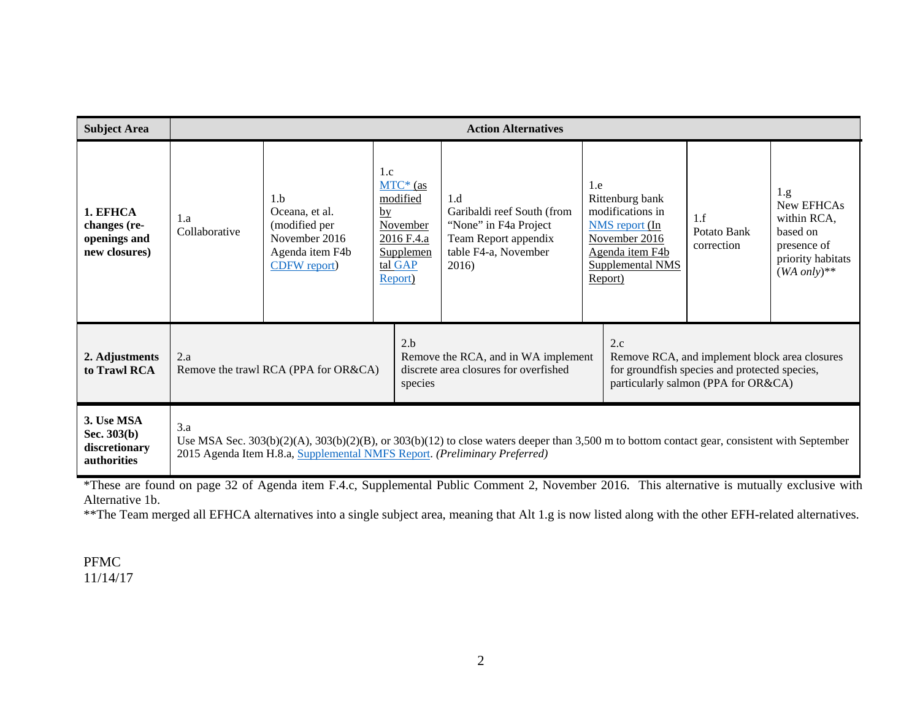| Subject Area | Action Alternatives | | | | | | |
|---|---|---|---|---|---|---|---|
| **1. EFHCA changes (re-openings and new closures)** | 1.a Collaborative | 1.b Oceana, et al. (modified per November 2016 Agenda item F4b CDFW report) | 1.c MTC* (as modified by November 2016 F.4.a Supplemental GAP Report) | 1.d Garibaldi reef South (from "None" in F4a Project Team Report appendix table F4-a, November 2016) | 1.e Rittenburg bank modifications in NMS report (In November 2016 Agenda item F4b Supplemental NMS Report) | 1.f Potato Bank correction | 1.g New EFHCAs within RCA, based on presence of priority habitats (*WA only*)** |
| **2. Adjustments to Trawl RCA** | 2.a Remove the trawl RCA (PPA for OR&CA) | | 2.b Remove the RCA, and in WA implement discrete area closures for overfished species | | 2.c Remove RCA, and implement block area closures for groundfish species and protected species, particularly salmon (PPA for OR&CA) | | |
| **3. Use MSA Sec. 303(b) discretionary authorities** | 3.a Use MSA Sec. 303(b)(2)(A), 303(b)(2)(B), or 303(b)(12) to close waters deeper than 3,500 m to bottom contact gear, consistent with September 2015 Agenda Item H.8.a, Supplemental NMFS Report. *(Preliminary Preferred)* | | | | | | |

*These are found on page 32 of Agenda item F.4.c, Supplemental Public Comment 2, November 2016. This alternative is mutually exclusive with Alternative 1b.

**The Team merged all EFHCA alternatives into a single subject area, meaning that Alt 1.g is now listed along with the other EFH-related alternatives.

PFMC
11/14/17